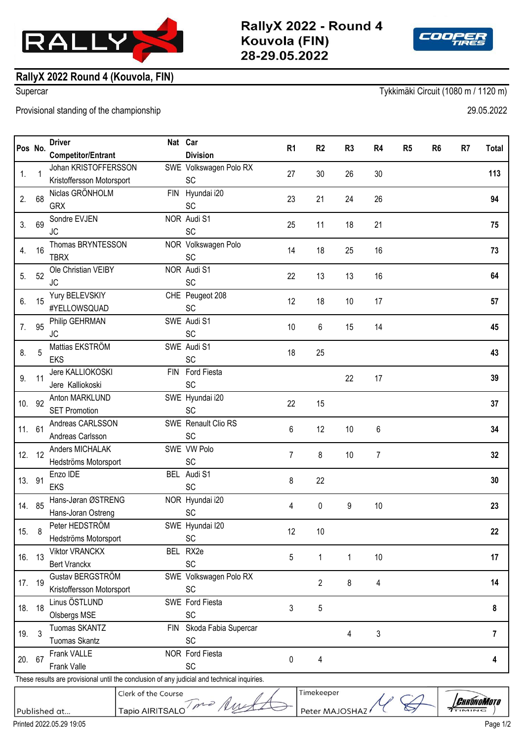RallyX 2022 - Round 4
Kouvola (FIN)
28-29.05.2022

## RallyX 2022 Round 4 (Kouvola, FIN)

Supercar

Tykkimäki Circuit (1080 m / 1120 m)

Provisional standing of the championship

29.05.2022

| Pos | No. | Driver / Competitor/Entrant | Nat | Car / Division | R1 | R2 | R3 | R4 | R5 | R6 | R7 | Total |
|---|---|---|---|---|---|---|---|---|---|---|---|---|
| 1. | 1 | Johan KRISTOFFERSSON / Kristoffersson Motorsport | SWE | Volkswagen Polo RX / SC | 27 | 30 | 26 | 30 | | | | **113** |
| 2. | 68 | Niclas GRÖNHOLM / GRX | FIN | Hyundai i20 / SC | 23 | 21 | 24 | 26 | | | | **94** |
| 3. | 69 | Sondre EVJEN / JC | NOR | Audi S1 / SC | 25 | 11 | 18 | 21 | | | | **75** |
| 4. | 16 | Thomas BRYNTESSON / TBRX | NOR | Volkswagen Polo / SC | 14 | 18 | 25 | 16 | | | | **73** |
| 5. | 52 | Ole Christian VEIBY / JC | NOR | Audi S1 / SC | 22 | 13 | 13 | 16 | | | | **64** |
| 6. | 15 | Yury BELEVSKIY / #YELLOWSQUAD | CHE | Peugeot 208 / SC | 12 | 18 | 10 | 17 | | | | **57** |
| 7. | 95 | Philip GEHRMAN / JC | SWE | Audi S1 / SC | 10 | 6 | 15 | 14 | | | | **45** |
| 8. | 5 | Mattias EKSTRÖM / EKS | SWE | Audi S1 / SC | 18 | 25 | | | | | | **43** |
| 9. | 11 | Jere KALLIOKOSKI / Jere Kalliokoski | FIN | Ford Fiesta / SC | | | 22 | 17 | | | | **39** |
| 10. | 92 | Anton MARKLUND / SET Promotion | SWE | Hyundai i20 / SC | 22 | 15 | | | | | | **37** |
| 11. | 61 | Andreas CARLSSON / Andreas Carlsson | SWE | Renault Clio RS / SC | 6 | 12 | 10 | 6 | | | | **34** |
| 12. | 12 | Anders MICHALAK / Hedströms Motorsport | SWE | VW Polo / SC | 7 | 8 | 10 | 7 | | | | **32** |
| 13. | 91 | Enzo IDE / EKS | BEL | Audi S1 / SC | 8 | 22 | | | | | | **30** |
| 14. | 85 | Hans-Jøran ØSTRENG / Hans-Joran Ostreng | NOR | Hyundai i20 / SC | 4 | 0 | 9 | 10 | | | | **23** |
| 15. | 8 | Peter HEDSTRÖM / Hedströms Motorsport | SWE | Hyundai I20 / SC | 12 | 10 | | | | | | **22** |
| 16. | 13 | Viktor VRANCKX / Bert Vranckx | BEL | RX2e / SC | 5 | 1 | 1 | 10 | | | | **17** |
| 17. | 19 | Gustav BERGSTRÖM / Kristoffersson Motorsport | SWE | Volkswagen Polo RX / SC | | 2 | 8 | 4 | | | | **14** |
| 18. | 18 | Linus ÖSTLUND / Olsbergs MSE | SWE | Ford Fiesta / SC | 3 | 5 | | | | | | **8** |
| 19. | 3 | Tuomas SKANTZ / Tuomas Skantz | FIN | Skoda Fabia Supercar / SC | | | 4 | 3 | | | | **7** |
| 20. | 67 | Frank VALLE / Frank Valle | NOR | Ford Fiesta / SC | 0 | 4 | | | | | | **4** |

These results are provisional until the conclusion of any judicial and technical inquiries.

| Published at... | Clerk of the Course: Tapio AIRITSALO | Timekeeper: Peter MAJOSHAZY |
|---|---|---|

Printed 2022.05.29 19:05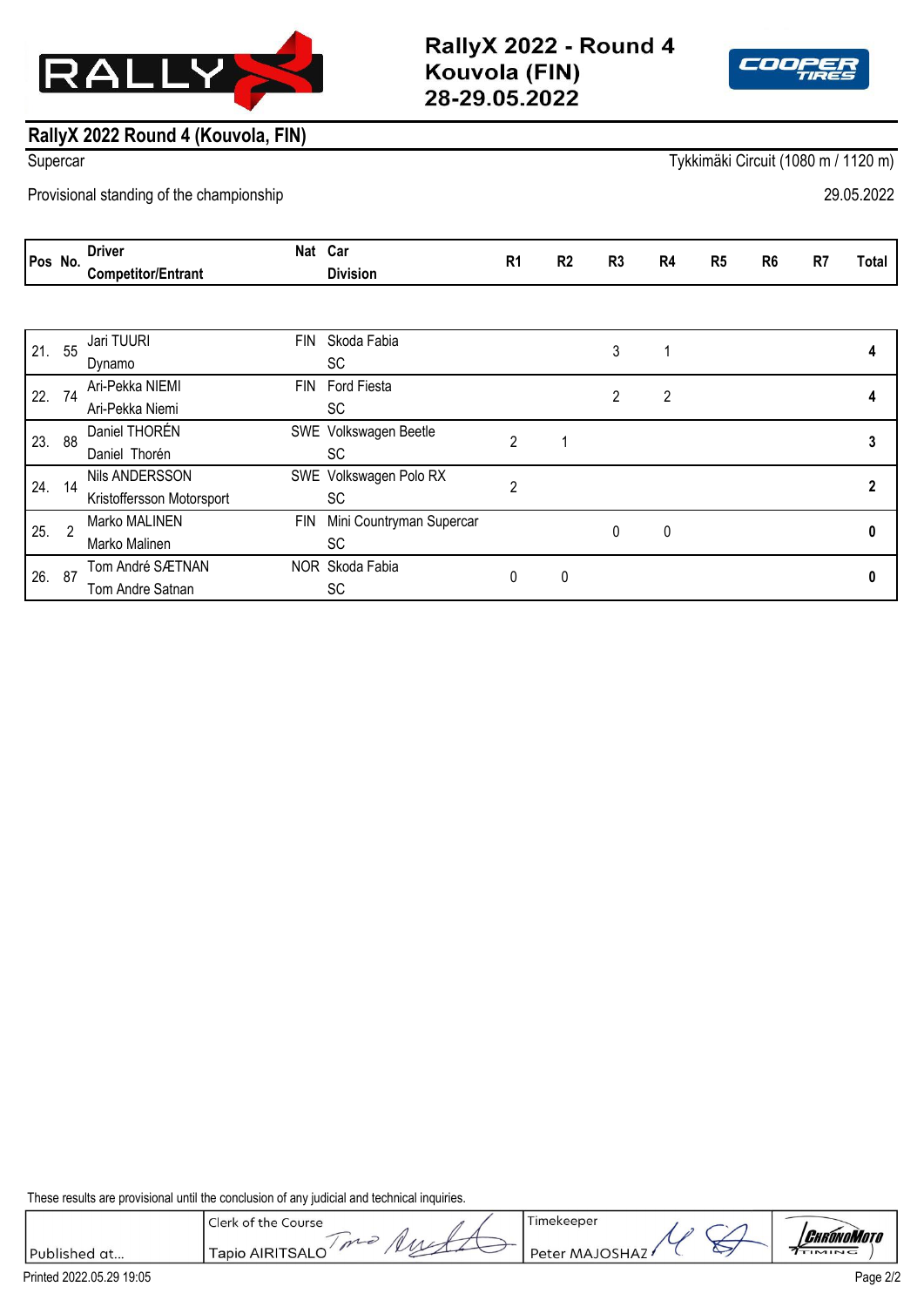# RallyX 2022 - Round 4
Kouvola (FIN)
28-29.05.2022

## RallyX 2022 Round 4 (Kouvola, FIN)

Supercar

Tykkimäki Circuit (1080 m / 1120 m)

Provisional standing of the championship

29.05.2022

| Pos | No. | Driver / Competitor/Entrant | Nat | Car / Division | R1 | R2 | R3 | R4 | R5 | R6 | R7 | Total |
|---|---|---|---|---|---|---|---|---|---|---|---|---|
| 21. | 55 | Jari TUURI<br>Dynamo | FIN | Skoda Fabia<br>SC | | | 3 | 1 | | | | **4** |
| 22. | 74 | Ari-Pekka NIEMI<br>Ari-Pekka Niemi | FIN | Ford Fiesta<br>SC | | | 2 | 2 | | | | **4** |
| 23. | 88 | Daniel THORÉN<br>Daniel Thorén | SWE | Volkswagen Beetle<br>SC | 2 | 1 | | | | | | **3** |
| 24. | 14 | Nils ANDERSSON<br>Kristoffersson Motorsport | SWE | Volkswagen Polo RX<br>SC | 2 | | | | | | | **2** |
| 25. | 2 | Marko MALINEN<br>Marko Malinen | FIN | Mini Countryman Supercar<br>SC | | | 0 | 0 | | | | **0** |
| 26. | 87 | Tom André SÆTNAN<br>Tom Andre Satnan | NOR | Skoda Fabia<br>SC | 0 | 0 | | | | | | **0** |

These results are provisional until the conclusion of any judicial and technical inquiries.

| Published at... | Clerk of the Course<br>Tapio AIRITSALO | Timekeeper<br>Peter MAJOSHAZ | ChronoMoto Timing |
|---|---|---|---|

Printed 2022.05.29 19:05